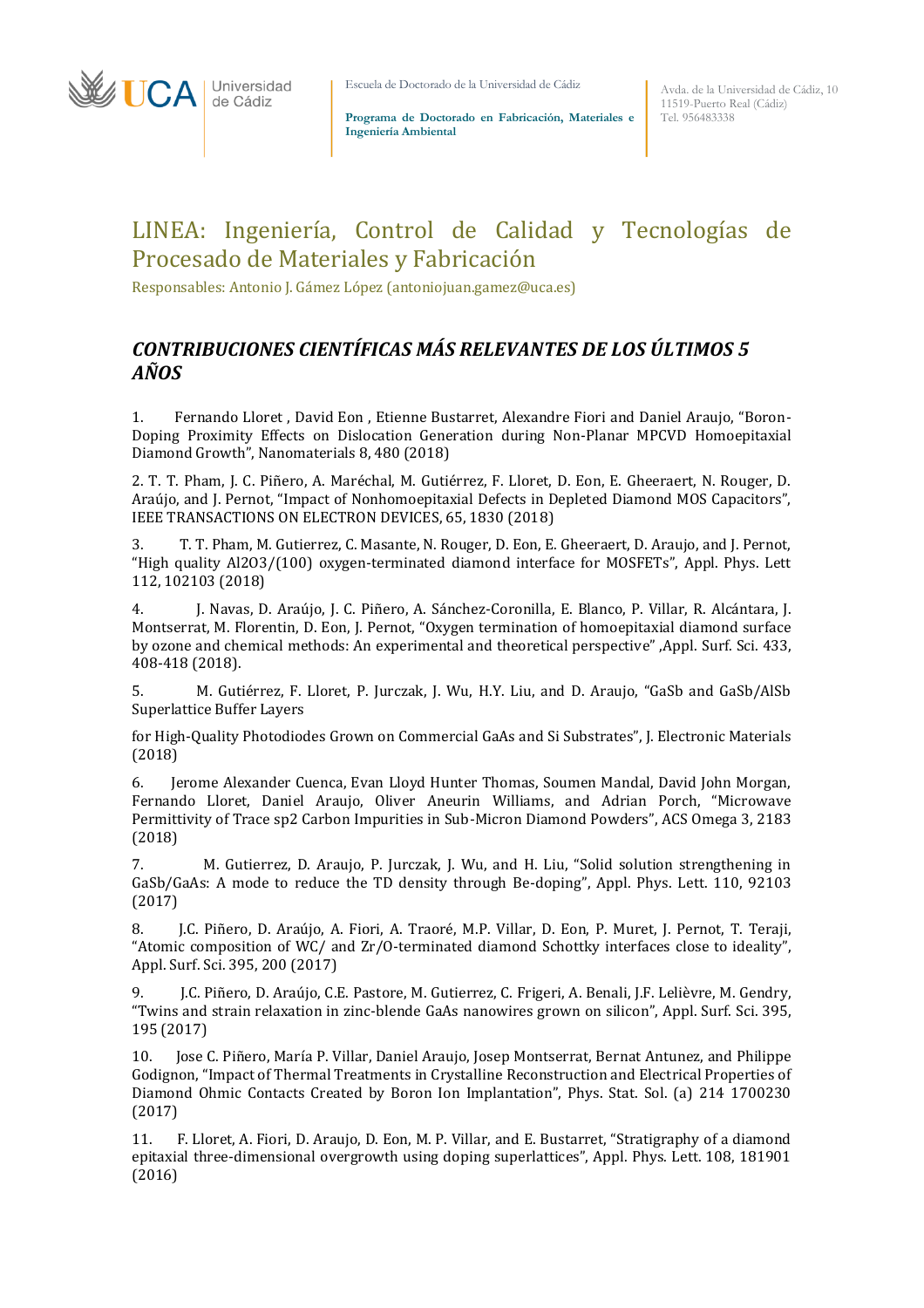# LINEA: Ingeniería, Control de Calidad y Tecnologías de Procesado de Materiales y Fabricación

Responsables: Antonio J. Gámez López (antoniojuan.gamez@uca.es)

## *CONTRIBUCIONES CIENTÍFICAS MÁS RELEVANTES DE LOS ÚLTIMOS 5 AÑOS*

1. Fernando Lloret , David Eon , Etienne Bustarret, Alexandre Fiori and Daniel Araujo, "Boron-Doping Proximity Effects on Dislocation Generation during Non-Planar MPCVD Homoepitaxial Diamond Growth", Nanomaterials 8, 480 (2018)

2. T. T. Pham, J. C. Piñero, A. Maréchal, M. Gutiérrez, F. Lloret, D. Eon, E. Gheeraert, N. Rouger, D. Araújo, and J. Pernot, "Impact of Nonhomoepitaxial Defects in Depleted Diamond MOS Capacitors", IEEE TRANSACTIONS ON ELECTRON DEVICES, 65, 1830 (2018)

3. T. T. Pham, M. Gutierrez, C. Masante, N. Rouger, D. Eon, E. Gheeraert, D. Araujo, and J. Pernot, "High quality $Al_2O_3$/(100) oxygen-terminated diamond interface for MOSFETs", Appl. Phys. Lett 112, 102103 (2018)

4. J. Navas, D. Araújo, J. C. Piñero, A. Sánchez-Coronilla, E. Blanco, P. Villar, R. Alcántara, J. Montserrat, M. Florentin, D. Eon, J. Pernot, "Oxygen termination of homoepitaxial diamond surface by ozone and chemical methods: An experimental and theoretical perspective" ,Appl. Surf. Sci. 433, 408-418 (2018).

5. M. Gutiérrez, F. Lloret, P. Jurczak, J. Wu, H.Y. Liu, and D. Araujo, "GaSb and GaSb/AlSb Superlattice Buffer Layers

for High-Quality Photodiodes Grown on Commercial GaAs and Si Substrates", J. Electronic Materials (2018)

6. Jerome Alexander Cuenca, Evan Lloyd Hunter Thomas, Soumen Mandal, David John Morgan, Fernando Lloret, Daniel Araujo, Oliver Aneurin Williams, and Adrian Porch, "Microwave Permittivity of Trace sp2 Carbon Impurities in Sub-Micron Diamond Powders", ACS Omega 3, 2183 (2018)

7. M. Gutierrez, D. Araujo, P. Jurczak, J. Wu, and H. Liu, "Solid solution strengthening in GaSb/GaAs: A mode to reduce the TD density through Be-doping", Appl. Phys. Lett. 110, 92103 (2017)

8. J.C. Piñero, D. Araújo, A. Fiori, A. Traoré, M.P. Villar, D. Eon, P. Muret, J. Pernot, T. Teraji, "Atomic composition of WC/ and Zr/O-terminated diamond Schottky interfaces close to ideality", Appl. Surf. Sci. 395, 200 (2017)

9. J.C. Piñero, D. Araúјo, C.E. Pastore, M. Gutierrez, C. Frigeri, A. Benali, J.F. Lelièvre, M. Gendry, "Twins and strain relaxation in zinc-blende GaAs nanowires grown on silicon", Appl. Surf. Sci. 395, 195 (2017)

10. Jose C. Piñero, María P. Villar, Daniel Araujo, Josep Montserrat, Bernat Antunez, and Philippe Godignon, "Impact of Thermal Treatments in Crystalline Reconstruction and Electrical Properties of Diamond Ohmic Contacts Created by Boron Ion Implantation", Phys. Stat. Sol. (a) 214 1700230 (2017)

11. F. Lloret, A. Fiori, D. Araujo, D. Eon, M. P. Villar, and E. Bustarret, "Stratigraphy of a diamond epitaxial three-dimensional overgrowth using doping superlattices", Appl. Phys. Lett. 108, 181901 (2016)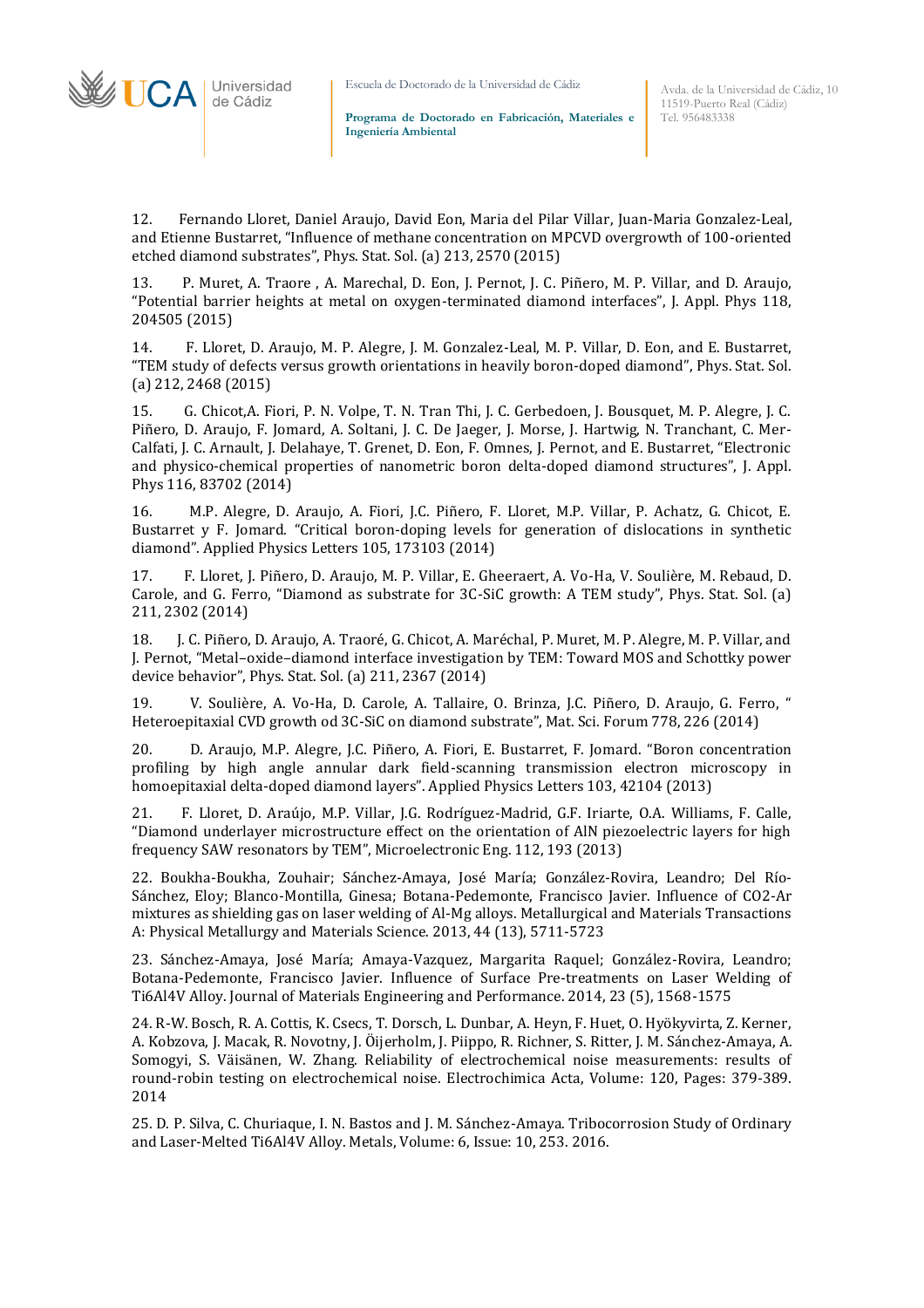12. Fernando Lloret, Daniel Araujo, David Eon, Maria del Pilar Villar, Juan-Maria Gonzalez-Leal, and Etienne Bustarret, "Influence of methane concentration on MPCVD overgrowth of 100-oriented etched diamond substrates", Phys. Stat. Sol. (a) 213, 2570 (2015)

13. P. Muret, A. Traore , A. Marechal, D. Eon, J. Pernot, J. C. Piñero, M. P. Villar, and D. Araujo, "Potential barrier heights at metal on oxygen-terminated diamond interfaces", J. Appl. Phys 118, 204505 (2015)

14. F. Lloret, D. Araujo, M. P. Alegre, J. M. Gonzalez-Leal, M. P. Villar, D. Eon, and E. Bustarret, "TEM study of defects versus growth orientations in heavily boron-doped diamond", Phys. Stat. Sol. (a) 212, 2468 (2015)

15. G. Chicot,A. Fiori, P. N. Volpe, T. N. Tran Thi, J. C. Gerbedoen, J. Bousquet, M. P. Alegre, J. C. Piñero, D. Araujo, F. Jomard, A. Soltani, J. C. De Jaeger, J. Morse, J. Hartwig, N. Tranchant, C. Mer-Calfati, J. C. Arnault, J. Delahaye, T. Grenet, D. Eon, F. Omnes, J. Pernot, and E. Bustarret, "Electronic and physico-chemical properties of nanometric boron delta-doped diamond structures", J. Appl. Phys 116, 83702 (2014)

16. M.P. Alegre, D. Araujo, A. Fiori, J.C. Piñero, F. Lloret, M.P. Villar, P. Achatz, G. Chicot, E. Bustarret y F. Jomard. "Critical boron-doping levels for generation of dislocations in synthetic diamond". Applied Physics Letters 105, 173103 (2014)

17. F. Lloret, J. Piñero, D. Araujo, M. P. Villar, E. Gheeraert, A. Vo-Ha, V. Soulière, M. Rebaud, D. Carole, and G. Ferro, "Diamond as substrate for 3C-SiC growth: A TEM study", Phys. Stat. Sol. (a) 211, 2302 (2014)

18. J. C. Piñero, D. Araujo, A. Traoré, G. Chicot, A. Maréchal, P. Muret, M. P. Alegre, M. P. Villar, and J. Pernot, "Metal–oxide–diamond interface investigation by TEM: Toward MOS and Schottky power device behavior", Phys. Stat. Sol. (a) 211, 2367 (2014)

19. V. Soulière, A. Vo-Ha, D. Carole, A. Tallaire, O. Brinza, J.C. Piñero, D. Araujo, G. Ferro, " Heteroepitaxial CVD growth od 3C-SiC on diamond substrate", Mat. Sci. Forum 778, 226 (2014)

20. D. Araujo, M.P. Alegre, J.C. Piñero, A. Fiori, E. Bustarret, F. Jomard. "Boron concentration profiling by high angle annular dark field-scanning transmission electron microscopy in homoepitaxial delta-doped diamond layers". Applied Physics Letters 103, 42104 (2013)

21. F. Lloret, D. Araújo, M.P. Villar, J.G. Rodríguez-Madrid, G.F. Iriarte, O.A. Williams, F. Calle, "Diamond underlayer microstructure effect on the orientation of AlN piezoelectric layers for high frequency SAW resonators by TEM", Microelectronic Eng. 112, 193 (2013)

22. Boukha-Boukha, Zouhair; Sánchez-Amaya, José María; González-Rovira, Leandro; Del Río-Sánchez, Eloy; Blanco-Montilla, Ginesa; Botana-Pedemonte, Francisco Javier. Influence of $CO_2$-Ar mixtures as shielding gas on laser welding of Al-Mg alloys. Metallurgical and Materials Transactions A: Physical Metallurgy and Materials Science. 2013, 44 (13), 5711-5723

23. Sánchez-Amaya, José María; Amaya-Vazquez, Margarita Raquel; González-Rovira, Leandro; Botana-Pedemonte, Francisco Javier. Influence of Surface Pre-treatments on Laser Welding of Ti6Al4V Alloy. Journal of Materials Engineering and Performance. 2014, 23 (5), 1568-1575

24. R-W. Bosch, R. A. Cottis, K. Csecs, T. Dorsch, L. Dunbar, A. Heyn, F. Huet, O. Hyökyvirta, Z. Kerner, A. Kobzova, J. Macak, R. Novotny, J. Öijerholm, J. Piippo, R. Richner, S. Ritter, J. M. Sánchez-Amaya, A. Somogyi, S. Väisänen, W. Zhang. Reliability of electrochemical noise measurements: results of round-robin testing on electrochemical noise. Electrochimica Acta, Volume: 120, Pages: 379-389. 2014

25. D. P. Silva, C. Churiaque, I. N. Bastos and J. M. Sánchez-Amaya. Tribocorrosion Study of Ordinary and Laser-Melted Ti6Al4V Alloy. Metals, Volume: 6, Issue: 10, 253. 2016.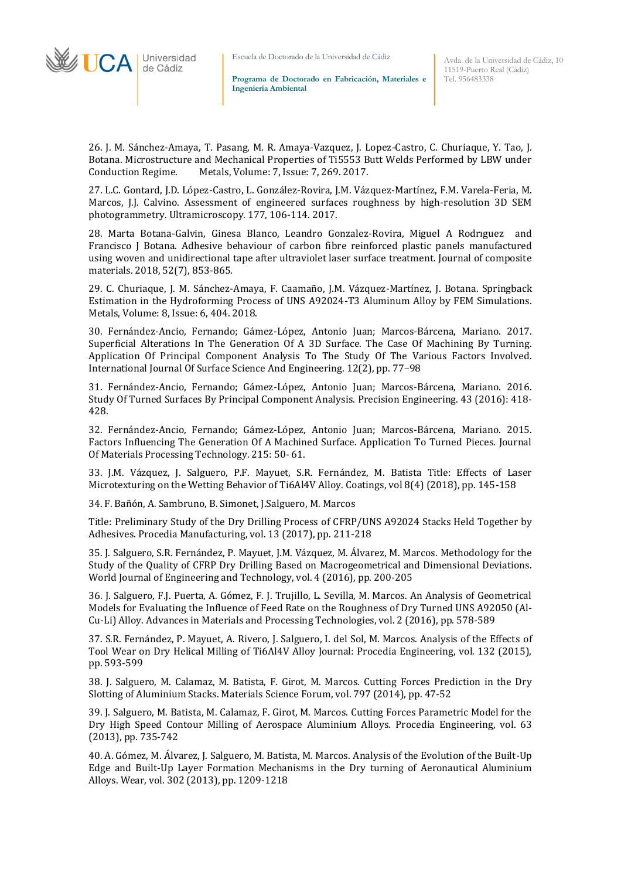26. J. M. Sánchez-Amaya, T. Pasang, M. R. Amaya-Vazquez, J. Lopez-Castro, C. Churiaque, Y. Tao, J. Botana. Microstructure and Mechanical Properties of Ti5553 Butt Welds Performed by LBW under Conduction Regime. Metals, Volume: 7, Issue: 7, 269. 2017.

27. L.C. Gontard, J.D. López-Castro, L. González-Rovira, J.M. Vázquez-Martínez, F.M. Varela-Feria, M. Marcos, J.J. Calvino. Assessment of engineered surfaces roughness by high-resolution 3D SEM photogrammetry. Ultramicroscopy. 177, 106-114. 2017.

28. Marta Botana-Galvin, Ginesa Blanco, Leandro Gonzalez-Rovira, Miguel A Rodrıguez and Francisco J Botana. Adhesive behaviour of carbon fibre reinforced plastic panels manufactured using woven and unidirectional tape after ultraviolet laser surface treatment. Journal of composite materials. 2018, 52(7), 853-865.

29. C. Churiaque, J. M. Sánchez-Amaya, F. Caamaño, J.M. Vázquez-Martínez, J. Botana. Springback Estimation in the Hydroforming Process of UNS A92024-T3 Aluminum Alloy by FEM Simulations. Metals, Volume: 8, Issue: 6, 404. 2018.

30. Fernández-Ancio, Fernando; Gámez-López, Antonio Juan; Marcos-Bárcena, Mariano. 2017. Superficial Alterations In The Generation Of A 3D Surface. The Case Of Machining By Turning. Application Of Principal Component Analysis To The Study Of The Various Factors Involved. International Journal Of Surface Science And Engineering. 12(2), pp. 77–98

31. Fernández-Ancio, Fernando; Gámez-López, Antonio Juan; Marcos-Bárcena, Mariano. 2016. Study Of Turned Surfaces By Principal Component Analysis. Precision Engineering. 43 (2016): 418-428.

32. Fernández-Ancio, Fernando; Gámez-López, Antonio Juan; Marcos-Bárcena, Mariano. 2015. Factors Influencing The Generation Of A Machined Surface. Application To Turned Pieces. Journal Of Materials Processing Technology. 215: 50- 61.

33. J.M. Vázquez, J. Salguero, P.F. Mayuet, S.R. Fernández, M. Batista Title: Effects of Laser Microtexturing on the Wetting Behavior of Ti6Al4V Alloy. Coatings, vol 8(4) (2018), pp. 145-158

34. F. Bañón, A. Sambruno, B. Simonet, J.Salguero, M. Marcos

Title: Preliminary Study of the Dry Drilling Process of CFRP/UNS A92024 Stacks Held Together by Adhesives. Procedia Manufacturing, vol. 13 (2017), pp. 211-218

35. J. Salguero, S.R. Fernández, P. Mayuet, J.M. Vázquez, M. Álvarez, M. Marcos. Methodology for the Study of the Quality of CFRP Dry Drilling Based on Macrogeometrical and Dimensional Deviations. World Journal of Engineering and Technology, vol. 4 (2016), pp. 200-205

36. J. Salguero, F.J. Puerta, A. Gómez, F. J. Trujillo, L. Sevilla, M. Marcos. An Analysis of Geometrical Models for Evaluating the Influence of Feed Rate on the Roughness of Dry Turned UNS A92050 (Al-Cu-Li) Alloy. Advances in Materials and Processing Technologies, vol. 2 (2016), pp. 578-589

37. S.R. Fernández, P. Mayuet, A. Rivero, J. Salguero, I. del Sol, M. Marcos. Analysis of the Effects of Tool Wear on Dry Helical Milling of Ti6Al4V Alloy Journal: Procedia Engineering, vol. 132 (2015), pp. 593-599

38. J. Salguero, M. Calamaz, M. Batista, F. Girot, M. Marcos. Cutting Forces Prediction in the Dry Slotting of Aluminium Stacks. Materials Science Forum, vol. 797 (2014), pp. 47-52

39. J. Salguero, M. Batista, M. Calamaz, F. Girot, M. Marcos. Cutting Forces Parametric Model for the Dry High Speed Contour Milling of Aerospace Aluminium Alloys. Procedia Engineering, vol. 63 (2013), pp. 735-742

40. A. Gómez, M. Álvarez, J. Salguero, M. Batista, M. Marcos. Analysis of the Evolution of the Built-Up Edge and Built-Up Layer Formation Mechanisms in the Dry turning of Aeronautical Aluminium Alloys. Wear, vol. 302 (2013), pp. 1209-1218